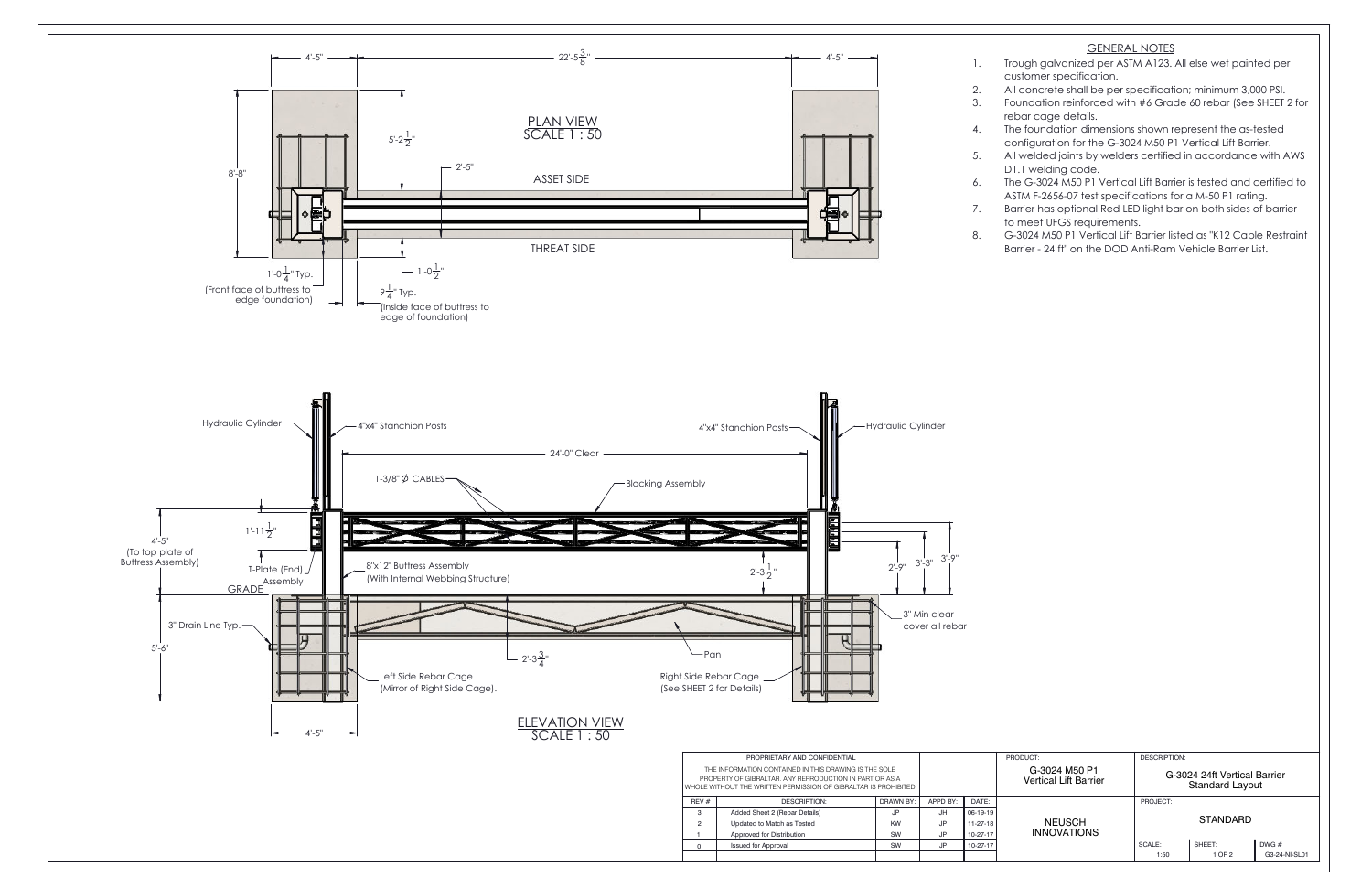## PLAN VIEW
SCALE 1 : 50

4'-5" | 22'-5 3/8" | 4'-5"

8'-8"

5'-2 1/2"

2'-5"

ASSET SIDE

THREAT SIDE

1'-0 1/4" Typ. (Front face of buttress to edge foundation)

1'-0 1/2"

9 1/4" Typ. (Inside face of buttress to edge of foundation)

## ELEVATION VIEW
SCALE 1 : 50

Hydraulic Cylinder

4"x4" Stanchion Posts

24'-0" Clear

1-3/8" Ø CABLES

Blocking Assembly

4'-5" (To top plate of Buttress Assembly)

1'-11 1/2"

T-Plate (End) Assembly

8"x12" Buttress Assembly (With Internal Webbing Structure)

2'-3 1/2"

2'-9"

3'-3"

3'-9"

GRADE

3" Drain Line Typ.

3" Min clear cover all rebar

5'-6"

2'-3 3/4"

Pan

Left Side Rebar Cage (Mirror of Right Side Cage).

Right Side Rebar Cage (See SHEET 2 for Details)

4'-5"

## GENERAL NOTES

1. Trough galvanized per ASTM A123. All else wet painted per customer specification.
2. All concrete shall be per specification; minimum 3,000 PSI.
3. Foundation reinforced with #6 Grade 60 rebar (See SHEET 2 for rebar cage details.
4. The foundation dimensions shown represent the as-tested configuration for the G-3024 M50 P1 Vertical Lift Barrier.
5. All welded joints by welders certified in accordance with AWS D1.1 welding code.
6. The G-3024 M50 P1 Vertical Lift Barrier is tested and certified to ASTM F-2656-07 test specifications for a M-50 P1 rating.
7. Barrier has optional Red LED light bar on both sides of barrier to meet UFGS requirements.
8. G-3024 M50 P1 Vertical Lift Barrier listed as "K12 Cable Restraint Barrier - 24 ft" on the DOD Anti-Ram Vehicle Barrier List.

PROPRIETARY AND CONFIDENTIAL

THE INFORMATION CONTAINED IN THIS DRAWING IS THE SOLE PROPERTY OF GIBRALTAR. ANY REPRODUCTION IN PART OR AS A WHOLE WITHOUT THE WRITTEN PERMISSION OF GIBRALTAR IS PROHIBITED.

| REV # | DESCRIPTION: | DRAWN BY: | APPD BY: | DATE: |
|---|---|---|---|---|
| 3 | Added Sheet 2 (Rebar Details) | JP | JH | 06-19-19 |
| 2 | Updated to Match as Tested | KW | JP | 11-27-18 |
| 1 | Approved for Distribution | SW | JP | 10-27-17 |
| 0 | Issued for Approval | SW | JP | 10-27-17 |

PRODUCT: G-3024 M50 P1 Vertical Lift Barrier

NEUSCH INNOVATIONS

DESCRIPTION: G-3024 24ft Vertical Barrier Standard Layout

PROJECT: STANDARD

| SCALE: | SHEET: | DWG # |
|---|---|---|
| 1:50 | 1 OF 2 | G3-24-NI-SL01 |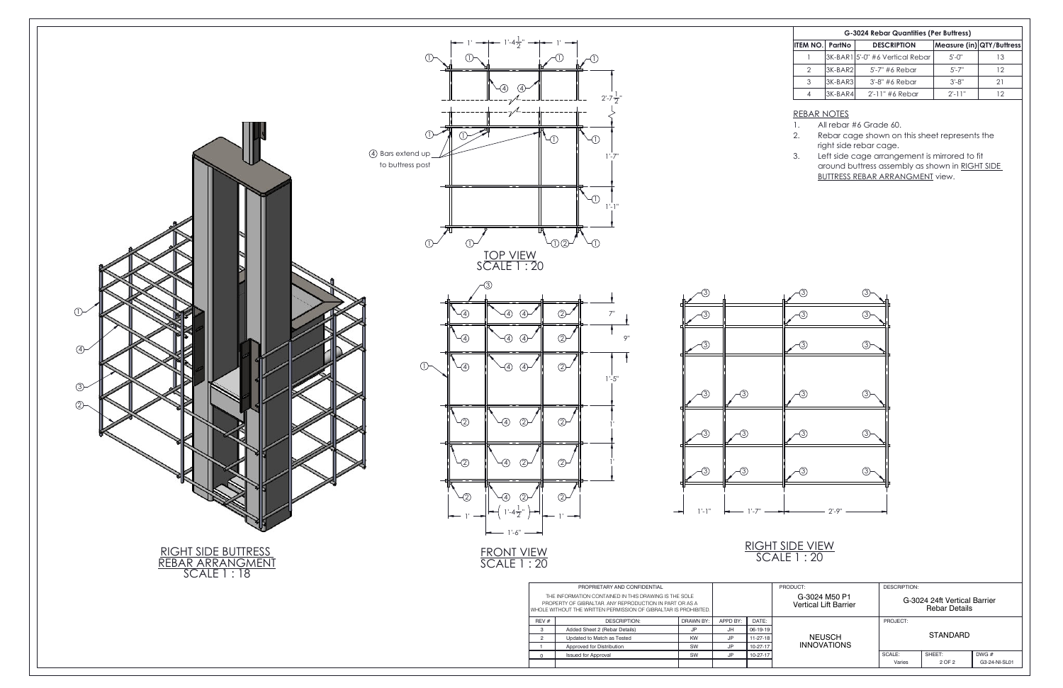### G-3024 Rebar Quantities (Per Buttress)

| ITEM NO. | PartNo | DESCRIPTION | Measure (in) | QTY/Buttress |
|---|---|---|---|---|
| 1 | 3K-BAR1 | 5'-0" #6 Vertical Rebar | 5'-0" | 13 |
| 2 | 3K-BAR2 | 5'-7" #6 Rebar | 5'-7" | 12 |
| 3 | 3K-BAR3 | 3'-8" #6 Rebar | 3'-8" | 21 |
| 4 | 3K-BAR4 | 2'-11" #6 Rebar | 2'-11" | 12 |

### REBAR NOTES

1. All rebar #6 Grade 60.
2. Rebar cage shown on this sheet represents the right side rebar cage.
3. Left side cage arrangement is mirrored to fit around buttress assembly as shown in RIGHT SIDE BUTTRESS REBAR ARRANGMENT view.

RIGHT SIDE BUTTRESS REBAR ARRANGMENT
SCALE 1 : 18

TOP VIEW
SCALE 1 : 20

4 Bars extend up to buttress post

1'
1'-4 1/2"
1'
2'-7 1/2"
1'-7"
1'-1"

FRONT VIEW
SCALE 1 : 20

7"
9"
1'-5"
1'
1'
1'
1'-4 1/2"
1'
1'-6"

RIGHT SIDE VIEW
SCALE 1 : 20

1'-1"
1'-7"
2'-9"

PROPRIETARY AND CONFIDENTIAL

THE INFORMATION CONTAINED IN THIS DRAWING IS THE SOLE PROPERTY OF GIBRALTAR. ANY REPRODUCTION IN PART OR AS A WHOLE WITHOUT THE WRITTEN PERMISSION OF GIBRALTAR IS PROHIBITED.

| REV # | DESCRIPTION: | DRAWN BY: | APPD BY: | DATE: |
|---|---|---|---|---|
| 3 | Added Sheet 2 (Rebar Details) | JP | JH | 06-19-19 |
| 2 | Updated to Match as Tested | KW | JP | 11-27-18 |
| 1 | Approved for Distribution | SW | JP | 10-27-17 |
| 0 | Issued for Approval | SW | JP | 10-27-17 |

PRODUCT: G-3024 M50 P1 Vertical Lift Barrier

NEUSCH INNOVATIONS

DESCRIPTION: G-3024 24ft Vertical Barrier Rebar Details

PROJECT: STANDARD

| SCALE: | SHEET: | DWG # |
|---|---|---|
| Varies | 2 OF 2 | G3-24-NI-SL01 |